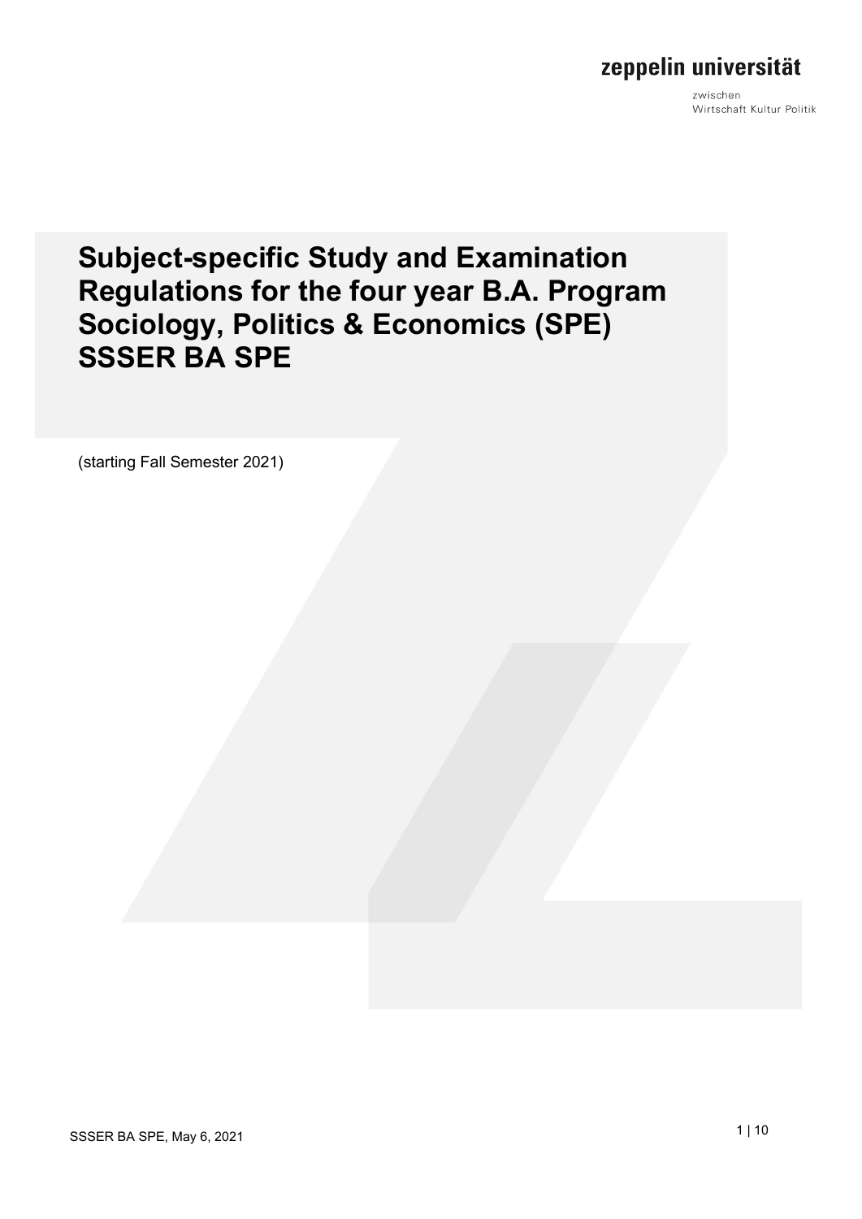zeppelin universität

zwischen
Wirtschaft Kultur Politik

# Subject-specific Study and Examination Regulations for the four year B.A. Program Sociology, Politics & Economics (SPE) SSSER BA SPE

(starting Fall Semester 2021)

SSSER BA SPE, May 6, 2021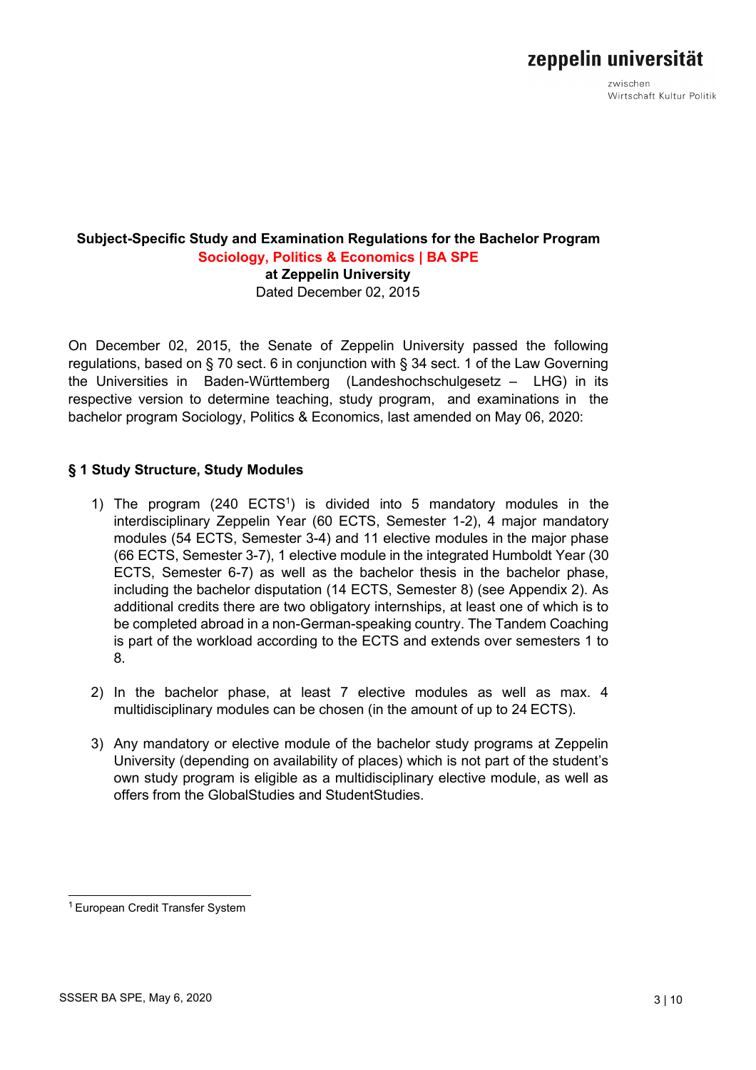**Subject-Specific Study and Examination Regulations for the Bachelor Program**
**Sociology, Politics & Economics | BA SPE**
**at Zeppelin University**
Dated December 02, 2015

On December 02, 2015, the Senate of Zeppelin University passed the following regulations, based on § 70 sect. 6 in conjunction with § 34 sect. 1 of the Law Governing the Universities in Baden-Württemberg (Landeshochschulgesetz – LHG) in its respective version to determine teaching, study program, and examinations in the bachelor program Sociology, Politics & Economics, last amended on May 06, 2020:

## § 1 Study Structure, Study Modules

1) The program (240 ECTS[1]) is divided into 5 mandatory modules in the interdisciplinary Zeppelin Year (60 ECTS, Semester 1-2), 4 major mandatory modules (54 ECTS, Semester 3-4) and 11 elective modules in the major phase (66 ECTS, Semester 3-7), 1 elective module in the integrated Humboldt Year (30 ECTS, Semester 6-7) as well as the bachelor thesis in the bachelor phase, including the bachelor disputation (14 ECTS, Semester 8) (see Appendix 2). As additional credits there are two obligatory internships, at least one of which is to be completed abroad in a non-German-speaking country. The Tandem Coaching is part of the workload according to the ECTS and extends over semesters 1 to 8.

2) In the bachelor phase, at least 7 elective modules as well as max. 4 multidisciplinary modules can be chosen (in the amount of up to 24 ECTS).

3) Any mandatory or elective module of the bachelor study programs at Zeppelin University (depending on availability of places) which is not part of the student's own study program is eligible as a multidisciplinary elective module, as well as offers from the GlobalStudies and StudentStudies.

[1] European Credit Transfer System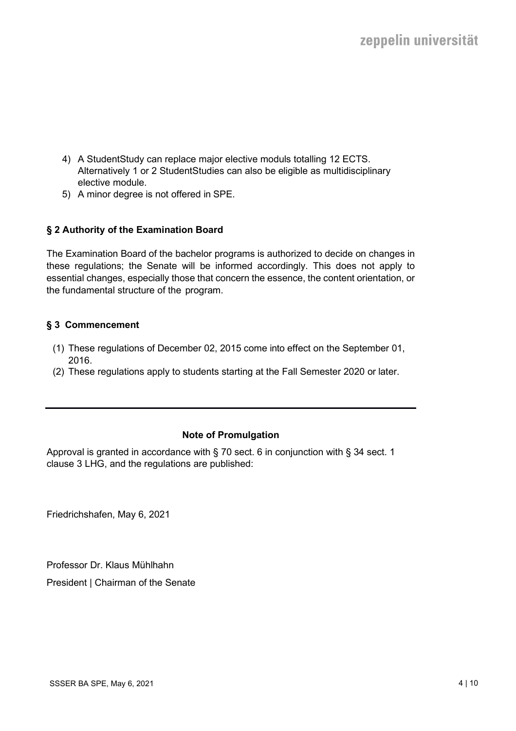4) A StudentStudy can replace major elective moduls totalling 12 ECTS. Alternatively 1 or 2 StudentStudies can also be eligible as multidisciplinary elective module.
5) A minor degree is not offered in SPE.

### § 2 Authority of the Examination Board

The Examination Board of the bachelor programs is authorized to decide on changes in these regulations; the Senate will be informed accordingly. This does not apply to essential changes, especially those that concern the essence, the content orientation, or the fundamental structure of the program.

### § 3 Commencement

(1) These regulations of December 02, 2015 come into effect on the September 01, 2016.
(2) These regulations apply to students starting at the Fall Semester 2020 or later.

---

**Note of Promulgation**

Approval is granted in accordance with § 70 sect. 6 in conjunction with § 34 sect. 1 clause 3 LHG, and the regulations are published:

Friedrichshafen, May 6, 2021

Professor Dr. Klaus Mühlhahn

President | Chairman of the Senate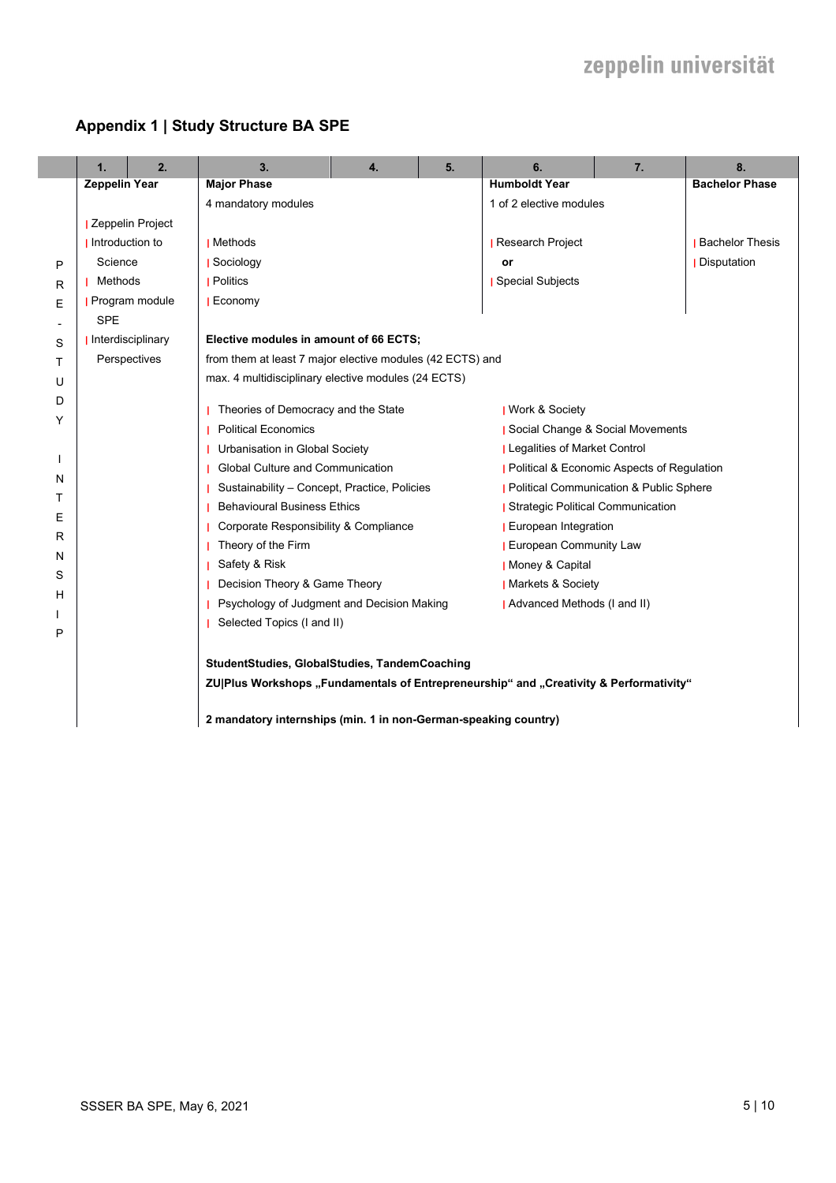## Appendix 1 | Study Structure BA SPE

| | 1. | 2. | 3. | 4. | 5. | 6. | 7. | 8. |
|---|---|---|---|---|---|---|---|---|
| PRE-STUDY INTERNSHIP | **Zeppelin Year** | | **Major Phase** | | | **Humboldt Year** | | **Bachelor Phase** |
| | | | 4 mandatory modules | | | 1 of 2 elective modules | | |
| | \| Zeppelin Project<br>\| Introduction to Science Methods<br>\| Program module SPE<br>\| Interdisciplinary Perspectives | | \| Methods<br>\| Sociology<br>\| Politics<br>\| Economy | | | \| Research Project<br>**or**<br>\| Special Subjects | | \| Bachelor Thesis<br>\| Disputation |
| | | | **Elective modules in amount of 66 ECTS;**<br>from them at least 7 major elective modules (42 ECTS) and<br>max. 4 multidisciplinary elective modules (24 ECTS) | | | | | |
| | | | \| Theories of Democracy and the State<br>\| Political Economics<br>\| Urbanisation in Global Society<br>\| Global Culture and Communication<br>\| Sustainability – Concept, Practice, Policies<br>\| Behavioural Business Ethics<br>\| Corporate Responsibility & Compliance<br>\| Theory of the Firm<br>\| Safety & Risk<br>\| Decision Theory & Game Theory<br>\| Psychology of Judgment and Decision Making<br>\| Selected Topics (I and II) | | | \| Work & Society<br>\| Social Change & Social Movements<br>\| Legalities of Market Control<br>\| Political & Economic Aspects of Regulation<br>\| Political Communication & Public Sphere<br>\| Strategic Political Communication<br>\| European Integration<br>\| European Community Law<br>\| Money & Capital<br>\| Markets & Society<br>\| Advanced Methods (I and II) | | |
| | | | **StudentStudies, GlobalStudies, TandemCoaching**<br>**ZU\|Plus Workshops „Fundamentals of Entrepreneurship“ and „Creativity & Performativity“** | | | | | |
| | | | **2 mandatory internships (min. 1 in non-German-speaking country)** | | | | | |

SSSER BA SPE, May 6, 2021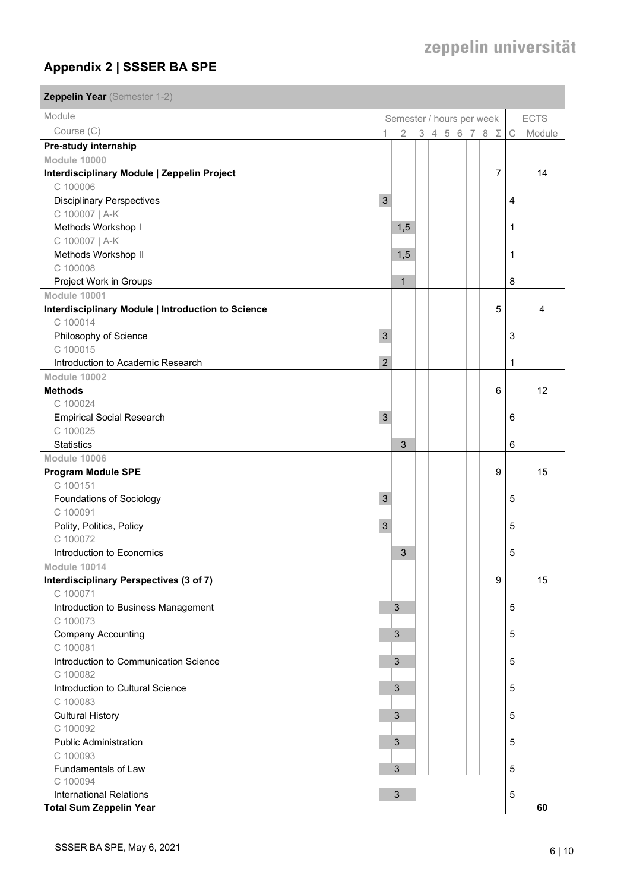## Appendix 2 | SSSER BA SPE

| Zeppelin Year (Semester 1-2) | | | | | | | | | | | |
|---|---|---|---|---|---|---|---|---|---|---|---|
| Module | Semester / hours per week | | | | | | | | | ECTS | |
| Course (C) | 1 | 2 | 3 | 4 | 5 | 6 | 7 | 8 | Σ | C | Module |
| **Pre-study internship** | | | | | | | | | | | |
| Module 10000 | | | | | | | | | | | |
| **Interdisciplinary Module \| Zeppelin Project** | | | | | | | | | 7 | | 14 |
| C 100006<br>Disciplinary Perspectives | 3 | | | | | | | | | 4 | |
| C 100007 \| A-K<br>Methods Workshop I | | 1,5 | | | | | | | | 1 | |
| C 100007 \| A-K<br>Methods Workshop II | | 1,5 | | | | | | | | 1 | |
| C 100008<br>Project Work in Groups | | 1 | | | | | | | | 8 | |
| Module 10001 | | | | | | | | | | | |
| **Interdisciplinary Module \| Introduction to Science** | | | | | | | | | 5 | | 4 |
| C 100014<br>Philosophy of Science | 3 | | | | | | | | | 3 | |
| C 100015<br>Introduction to Academic Research | 2 | | | | | | | | | 1 | |
| Module 10002 | | | | | | | | | | | |
| **Methods** | | | | | | | | | 6 | | 12 |
| C 100024<br>Empirical Social Research | 3 | | | | | | | | | 6 | |
| C 100025<br>Statistics | | 3 | | | | | | | | 6 | |
| Module 10006 | | | | | | | | | | | |
| **Program Module SPE** | | | | | | | | | 9 | | 15 |
| C 100151<br>Foundations of Sociology | 3 | | | | | | | | | 5 | |
| C 100091<br>Polity, Politics, Policy | 3 | | | | | | | | | 5 | |
| C 100072<br>Introduction to Economics | | 3 | | | | | | | | 5 | |
| Module 10014 | | | | | | | | | | | |
| **Interdisciplinary Perspectives (3 of 7)** | | | | | | | | | 9 | | 15 |
| C 100071<br>Introduction to Business Management | | 3 | | | | | | | | 5 | |
| C 100073<br>Company Accounting | | 3 | | | | | | | | 5 | |
| C 100081<br>Introduction to Communication Science | | 3 | | | | | | | | 5 | |
| C 100082<br>Introduction to Cultural Science | | 3 | | | | | | | | 5 | |
| C 100083<br>Cultural History | | 3 | | | | | | | | 5 | |
| C 100092<br>Public Administration | | 3 | | | | | | | | 5 | |
| C 100093<br>Fundamentals of Law | | 3 | | | | | | | | 5 | |
| C 100094<br>International Relations | | 3 | | | | | | | | 5 | |
| **Total Sum Zeppelin Year** | | | | | | | | | | | **60** |

SSSER BA SPE, May 6, 2021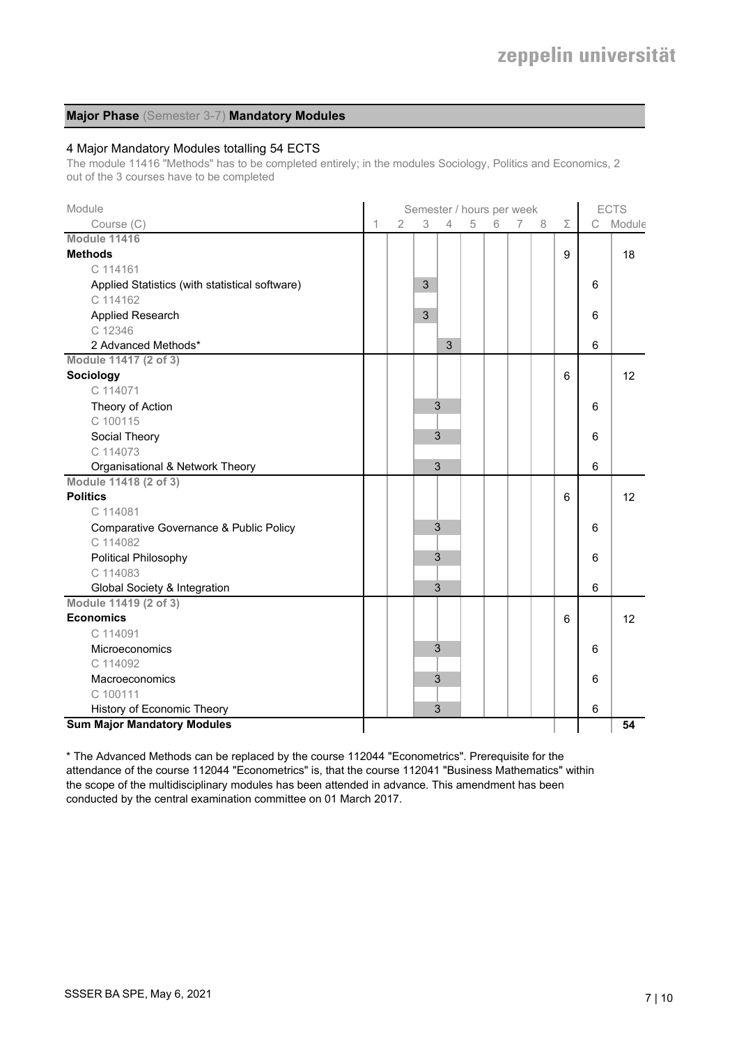## **Major Phase** (Semester 3-7) **Mandatory Modules**

### 4 Major Mandatory Modules totalling 54 ECTS

The module 11416 "Methods" has to be completed entirely; in the modules Sociology, Politics and Economics, 2 out of the 3 courses have to be completed

| Module<br>Course (C) | 1 | 2 | 3 | 4 | 5 | 6 | 7 | 8 | Σ | ECTS C | ECTS Module |
|---|---|---|---|---|---|---|---|---|---|---|---|
| **Module 11416** | | | | | | | | | | | |
| **Methods** | | | | | | | | | 9 | | 18 |
| C 114161<br>Applied Statistics (with statistical software) | | | 3 | | | | | | | 6 | |
| C 114162<br>Applied Research | | | 3 | | | | | | | 6 | |
| C 12346<br>2 Advanced Methods* | | | | 3 | | | | | | 6 | |
| **Module 11417 (2 of 3)** | | | | | | | | | | | |
| **Sociology** | | | | | | | | | 6 | | 12 |
| C 114071<br>Theory of Action | | | 3 | | | | | | | 6 | |
| C 100115<br>Social Theory | | | 3 | | | | | | | 6 | |
| C 114073<br>Organisational & Network Theory | | | 3 | | | | | | | 6 | |
| **Module 11418 (2 of 3)** | | | | | | | | | | | |
| **Politics** | | | | | | | | | 6 | | 12 |
| C 114081<br>Comparative Governance & Public Policy | | | 3 | | | | | | | 6 | |
| C 114082<br>Political Philosophy | | | 3 | | | | | | | 6 | |
| C 114083<br>Global Society & Integration | | | 3 | | | | | | | 6 | |
| **Module 11419 (2 of 3)** | | | | | | | | | | | |
| **Economics** | | | | | | | | | 6 | | 12 |
| C 114091<br>Microeconomics | | | 3 | | | | | | | 6 | |
| C 114092<br>Macroeconomics | | | 3 | | | | | | | 6 | |
| C 100111<br>History of Economic Theory | | | 3 | | | | | | | 6 | |
| **Sum Major Mandatory Modules** | | | | | | | | | | | **54** |

\* The Advanced Methods can be replaced by the course 112044 "Econometrics". Prerequisite for the attendance of the course 112044 "Econometrics" is, that the course 112041 "Business Mathematics" within the scope of the multidisciplinary modules has been attended in advance. This amendment has been conducted by the central examination committee on 01 March 2017.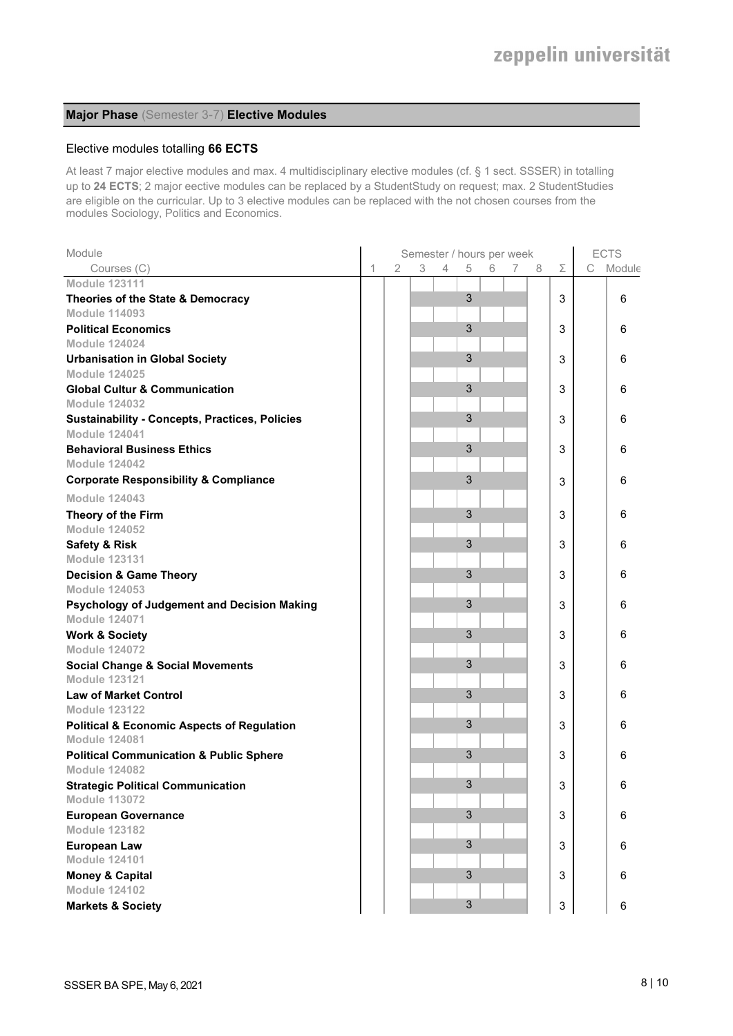## **Major Phase** (Semester 3-7) **Elective Modules**

### Elective modules totalling **66 ECTS**

At least 7 major elective modules and max. 4 multidisciplinary elective modules (cf. § 1 sect. SSSER) in totalling up to **24 ECTS**; 2 major eective modules can be replaced by a StudentStudy on request; max. 2 StudentStudies are eligible on the curricular. Up to 3 elective modules can be replaced with the not chosen courses from the modules Sociology, Politics and Economics.

| Module<br>Courses (C) | 1 | 2 | 3 | 4 | 5 | 6 | 7 | 8 | Σ | C | Module |
|---|---|---|---|---|---|---|---|---|---|---|---|
| | Semester / hours per week | | | | | | | | | ECTS | |
| **Module 123111** | | | | | | | | | | | |
| **Theories of the State & Democracy** | | | | | 3 | | | | 3 | | 6 |
| **Module 114093** | | | | | | | | | | | |
| **Political Economics** | | | | | 3 | | | | 3 | | 6 |
| **Module 124024** | | | | | | | | | | | |
| **Urbanisation in Global Society** | | | | | 3 | | | | 3 | | 6 |
| **Module 124025** | | | | | | | | | | | |
| **Global Cultur & Communication** | | | | | 3 | | | | 3 | | 6 |
| **Module 124032** | | | | | | | | | | | |
| **Sustainability - Concepts, Practices, Policies** | | | | | 3 | | | | 3 | | 6 |
| **Module 124041** | | | | | | | | | | | |
| **Behavioral Business Ethics** | | | | | 3 | | | | 3 | | 6 |
| **Module 124042** | | | | | | | | | | | |
| **Corporate Responsibility & Compliance** | | | | | 3 | | | | 3 | | 6 |
| **Module 124043** | | | | | | | | | | | |
| **Theory of the Firm** | | | | | 3 | | | | 3 | | 6 |
| **Module 124052** | | | | | | | | | | | |
| **Safety & Risk** | | | | | 3 | | | | 3 | | 6 |
| **Module 123131** | | | | | | | | | | | |
| **Decision & Game Theory** | | | | | 3 | | | | 3 | | 6 |
| **Module 124053** | | | | | | | | | | | |
| **Psychology of Judgement and Decision Making** | | | | | 3 | | | | 3 | | 6 |
| **Module 124071** | | | | | | | | | | | |
| **Work & Society** | | | | | 3 | | | | 3 | | 6 |
| **Module 124072** | | | | | | | | | | | |
| **Social Change & Social Movements** | | | | | 3 | | | | 3 | | 6 |
| **Module 123121** | | | | | | | | | | | |
| **Law of Market Control** | | | | | 3 | | | | 3 | | 6 |
| **Module 123122** | | | | | | | | | | | |
| **Political & Economic Aspects of Regulation** | | | | | 3 | | | | 3 | | 6 |
| **Module 124081** | | | | | | | | | | | |
| **Political Communication & Public Sphere** | | | | | 3 | | | | 3 | | 6 |
| **Module 124082** | | | | | | | | | | | |
| **Strategic Political Communication** | | | | | 3 | | | | 3 | | 6 |
| **Module 113072** | | | | | | | | | | | |
| **European Governance** | | | | | 3 | | | | 3 | | 6 |
| **Module 123182** | | | | | | | | | | | |
| **European Law** | | | | | 3 | | | | 3 | | 6 |
| **Module 124101** | | | | | | | | | | | |
| **Money & Capital** | | | | | 3 | | | | 3 | | 6 |
| **Module 124102** | | | | | | | | | | | |
| **Markets & Society** | | | | | 3 | | | | 3 | | 6 |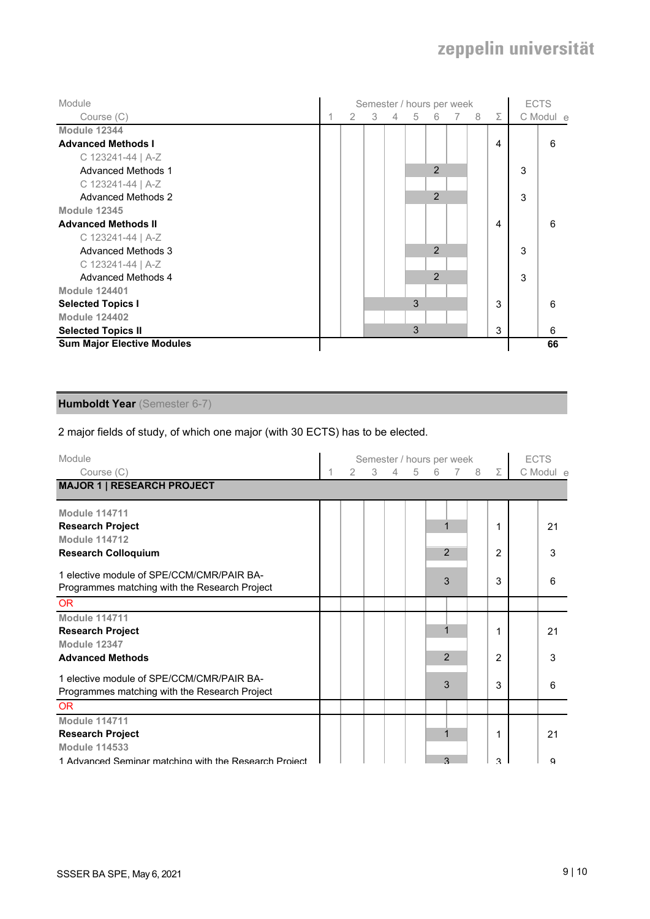| Module<br>Course (C) | 1 | 2 | 3 | 4 | 5 | 6 | 7 | 8 | Σ | ECTS C | ECTS Module |
|---|---|---|---|---|---|---|---|---|---|---|---|
| | Semester / hours per week | | | | | | | | | | |
| **Module 12344** | | | | | | | | | | | |
| **Advanced Methods I** | | | | | | | | | 4 | | 6 |
| C 123241-44 \| A-Z | | | | | | | | | | | |
| Advanced Methods 1 | | | | | | 2 | | | | 3 | |
| C 123241-44 \| A-Z | | | | | | | | | | | |
| Advanced Methods 2 | | | | | | 2 | | | | 3 | |
| **Module 12345** | | | | | | | | | | | |
| **Advanced Methods II** | | | | | | | | | 4 | | 6 |
| C 123241-44 \| A-Z | | | | | | | | | | | |
| Advanced Methods 3 | | | | | | 2 | | | | 3 | |
| C 123241-44 \| A-Z | | | | | | | | | | | |
| Advanced Methods 4 | | | | | | 2 | | | | 3 | |
| **Module 124401** | | | | | | | | | | | |
| **Selected Topics I** | | | | | 3 | | | | 3 | | 6 |
| **Module 124402** | | | | | | | | | | | |
| **Selected Topics II** | | | | | 3 | | | | 3 | | 6 |
| **Sum Major Elective Modules** | | | | | | | | | | | **66** |

## Humboldt Year (Semester 6-7)

2 major fields of study, of which one major (with 30 ECTS) has to be elected.

| Module<br>Course (C) | 1 | 2 | 3 | 4 | 5 | 6 | 7 | 8 | Σ | ECTS C | ECTS Module |
|---|---|---|---|---|---|---|---|---|---|---|---|
| | Semester / hours per week | | | | | | | | | | |
| **MAJOR 1 \| RESEARCH PROJECT** | | | | | | | | | | | |
| **Module 114711** | | | | | | | | | | | |
| **Research Project** | | | | | | 1 | | | 1 | | 21 |
| **Module 114712** | | | | | | | | | | | |
| **Research Colloquium** | | | | | | 2 | | | 2 | | 3 |
| 1 elective module of SPE/CCM/CMR/PAIR BA-Programmes matching with the Research Project | | | | | | 3 | | | 3 | | 6 |
| OR | | | | | | | | | | | |
| **Module 114711** | | | | | | | | | | | |
| **Research Project** | | | | | | 1 | | | 1 | | 21 |
| **Module 12347** | | | | | | | | | | | |
| **Advanced Methods** | | | | | | 2 | | | 2 | | 3 |
| 1 elective module of SPE/CCM/CMR/PAIR BA-Programmes matching with the Research Project | | | | | | 3 | | | 3 | | 6 |
| OR | | | | | | | | | | | |
| **Module 114711** | | | | | | | | | | | |
| **Research Project** | | | | | | 1 | | | 1 | | 21 |
| **Module 114533** | | | | | | | | | | | |
| 1 Advanced Seminar matching with the Research Project | | | | | | 3 | | | 3 | | 9 |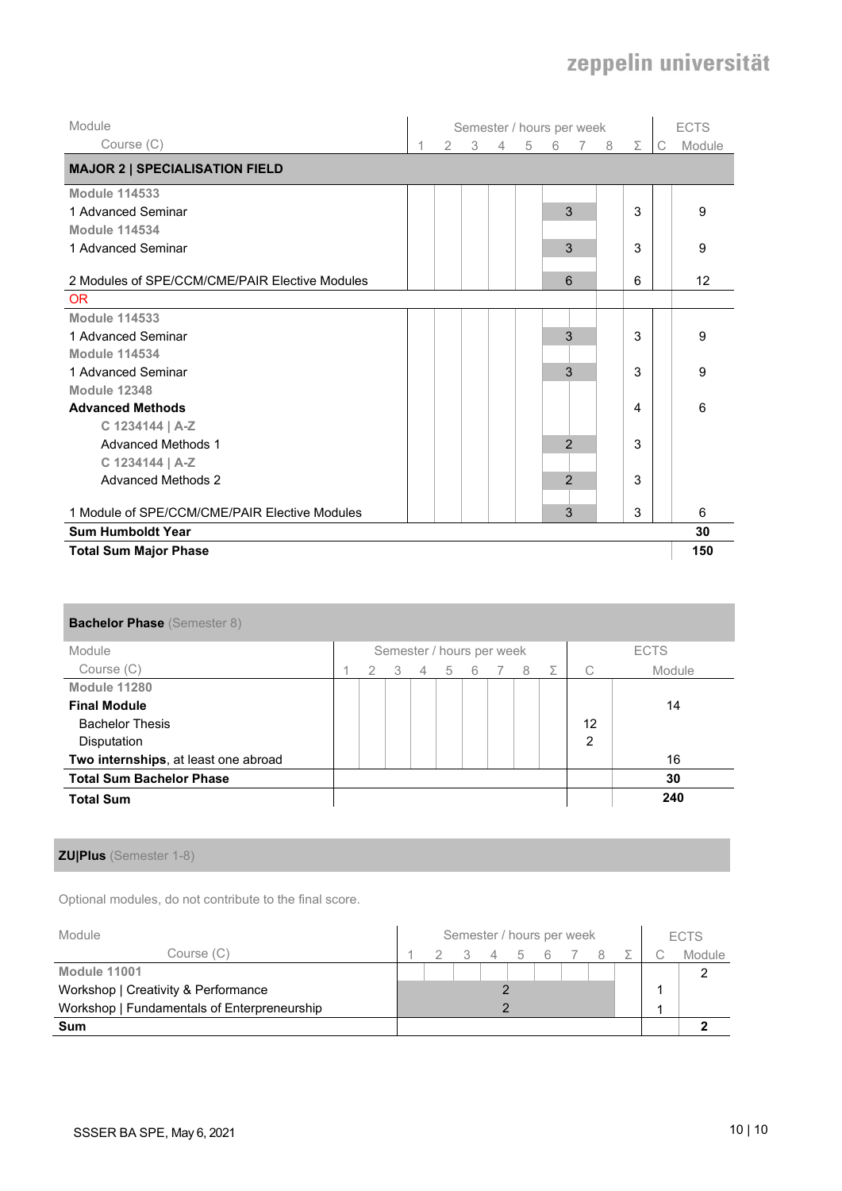| Module<br>Course (C) | Semester / hours per week | | | | | | | | | ECTS | |
|---|---|---|---|---|---|---|---|---|---|---|---|
| | 1 | 2 | 3 | 4 | 5 | 6 | 7 | 8 | Σ | C | Module |
| **MAJOR 2 \| SPECIALISATION FIELD** | | | | | | | | | | | |
| **Module 114533** | | | | | | | | | | | |
| 1 Advanced Seminar | | | | | | | 3 | | 3 | | 9 |
| **Module 114534** | | | | | | | | | | | |
| 1 Advanced Seminar | | | | | | | 3 | | 3 | | 9 |
| 2 Modules of SPE/CCM/CME/PAIR Elective Modules | | | | | | | 6 | | 6 | | 12 |
| OR | | | | | | | | | | | |
| **Module 114533** | | | | | | | | | | | |
| 1 Advanced Seminar | | | | | | | 3 | | 3 | | 9 |
| **Module 114534** | | | | | | | | | | | |
| 1 Advanced Seminar | | | | | | | 3 | | 3 | | 9 |
| **Module 12348** | | | | | | | | | | | |
| **Advanced Methods** | | | | | | | | | 4 | | 6 |
| C 1234144 \| A-Z | | | | | | | | | | | |
| Advanced Methods 1 | | | | | | | 2 | | 3 | | |
| C 1234144 \| A-Z | | | | | | | | | | | |
| Advanced Methods 2 | | | | | | | 2 | | 3 | | |
| 1 Module of SPE/CCM/CME/PAIR Elective Modules | | | | | | | 3 | | 3 | | 6 |
| **Sum Humboldt Year** | | | | | | | | | | | **30** |
| **Total Sum Major Phase** | | | | | | | | | | | **150** |

**Bachelor Phase** (Semester 8)

| Module<br>Course (C) | Semester / hours per week | | | | | | | | | ECTS | |
|---|---|---|---|---|---|---|---|---|---|---|---|
| | 1 | 2 | 3 | 4 | 5 | 6 | 7 | 8 | Σ | C | Module |
| **Module 11280** | | | | | | | | | | | |
| **Final Module** | | | | | | | | | | | 14 |
| Bachelor Thesis | | | | | | | | | | 12 | |
| Disputation | | | | | | | | | | 2 | |
| **Two internships**, at least one abroad | | | | | | | | | | | 16 |
| **Total Sum Bachelor Phase** | | | | | | | | | | | **30** |
| **Total Sum** | | | | | | | | | | | **240** |

**ZU|Plus** (Semester 1-8)

Optional modules, do not contribute to the final score.

| Module<br>Course (C) | Semester / hours per week | | | | | | | | | ECTS | |
|---|---|---|---|---|---|---|---|---|---|---|---|
| | 1 | 2 | 3 | 4 | 5 | 6 | 7 | 8 | Σ | C | Module |
| **Module 11001** | | | | | | | | | | | 2 |
| Workshop \| Creativity & Performance | | | | 2 | | | | | | 1 | |
| Workshop \| Fundamentals of Enterpreneurship | | | | 2 | | | | | | 1 | |
| **Sum** | | | | | | | | | | | **2** |

SSSER BA SPE, May 6, 2021